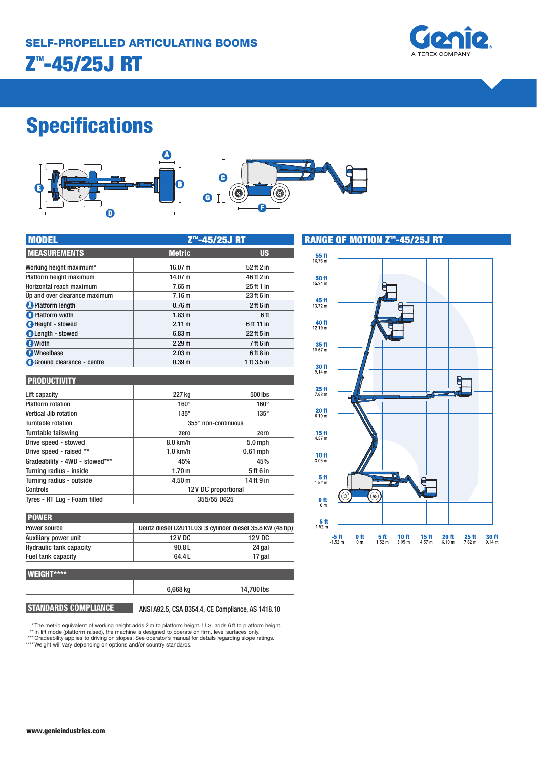## SELF-PROPELLED ARTICULATING BOOMS

# Z™-45/25J RT

# Specifications

| MODEL | Z™-45/25J RT | |
|---|---|---|
| **MEASUREMENTS** | **Metric** | **US** |
| Working height maximum* | 16.07 m | 52 ft 2 in |
| Platform height maximum | 14.07 m | 46 ft 2 in |
| Horizontal reach maximum | 7.65 m | 25 ft 1 in |
| Up and over clearance maximum | 7.16 m | 23 ft 6 in |
| A Platform length | 0.76 m | 2 ft 6 in |
| B Platform width | 1.83 m | 6 ft |
| C Height - stowed | 2.11 m | 6 ft 11 in |
| D Length - stowed | 6.83 m | 22 ft 5 in |
| E Width | 2.29 m | 7 ft 6 in |
| F Wheelbase | 2.03 m | 6 ft 8 in |
| G Ground clearance - centre | 0.39 m | 1 ft 3.5 in |

| PRODUCTIVITY | | |
|---|---|---|
| Lift capacity | 227 kg | 500 lbs |
| Platform rotation | 160° | 160° |
| Vertical Jib rotation | 135° | 135° |
| Turntable rotation | 355° non-continuous | |
| Turntable tailswing | zero | zero |
| Drive speed - stowed | 8.0 km/h | 5.0 mph |
| Drive speed - raised ** | 1.0 km/h | 0.61 mph |
| Gradeability - 4WD - stowed*** | 45% | 45% |
| Turning radius - inside | 1.70 m | 5 ft 6 in |
| Turning radius - outside | 4.50 m | 14 ft 9 in |
| Controls | 12V DC proportional | |
| Tyres - RT Lug - Foam filled | 355/55 D625 | |

| POWER | | |
|---|---|---|
| Power source | Deutz diesel D2011L03i 3 cylinder diesel 35.8 kW (48 hp) | |
| Auxiliary power unit | 12V DC | 12V DC |
| Hydraulic tank capacity | 90.8 L | 24 gal |
| Fuel tank capacity | 64.4 L | 17 gal |

| WEIGHT**** | | |
|---|---|---|
| | 6,668 kg | 14,700 lbs |

**STANDARDS COMPLIANCE** ANSI A92.5, CSA B354.4, CE Compliance, AS 1418.10

\* The metric equivalent of working height adds 2 m to platform height. U.S. adds 6 ft to platform height.
\*\* In lift mode (platform raised), the machine is designed to operate on firm, level surfaces only.
\*\*\* Gradeability applies to driving on slopes. See operator's manual for details regarding slope ratings.
\*\*\*\* Weight will vary depending on options and/or country standards.

## RANGE OF MOTION Z™-45/25J RT

www.genieindustries.com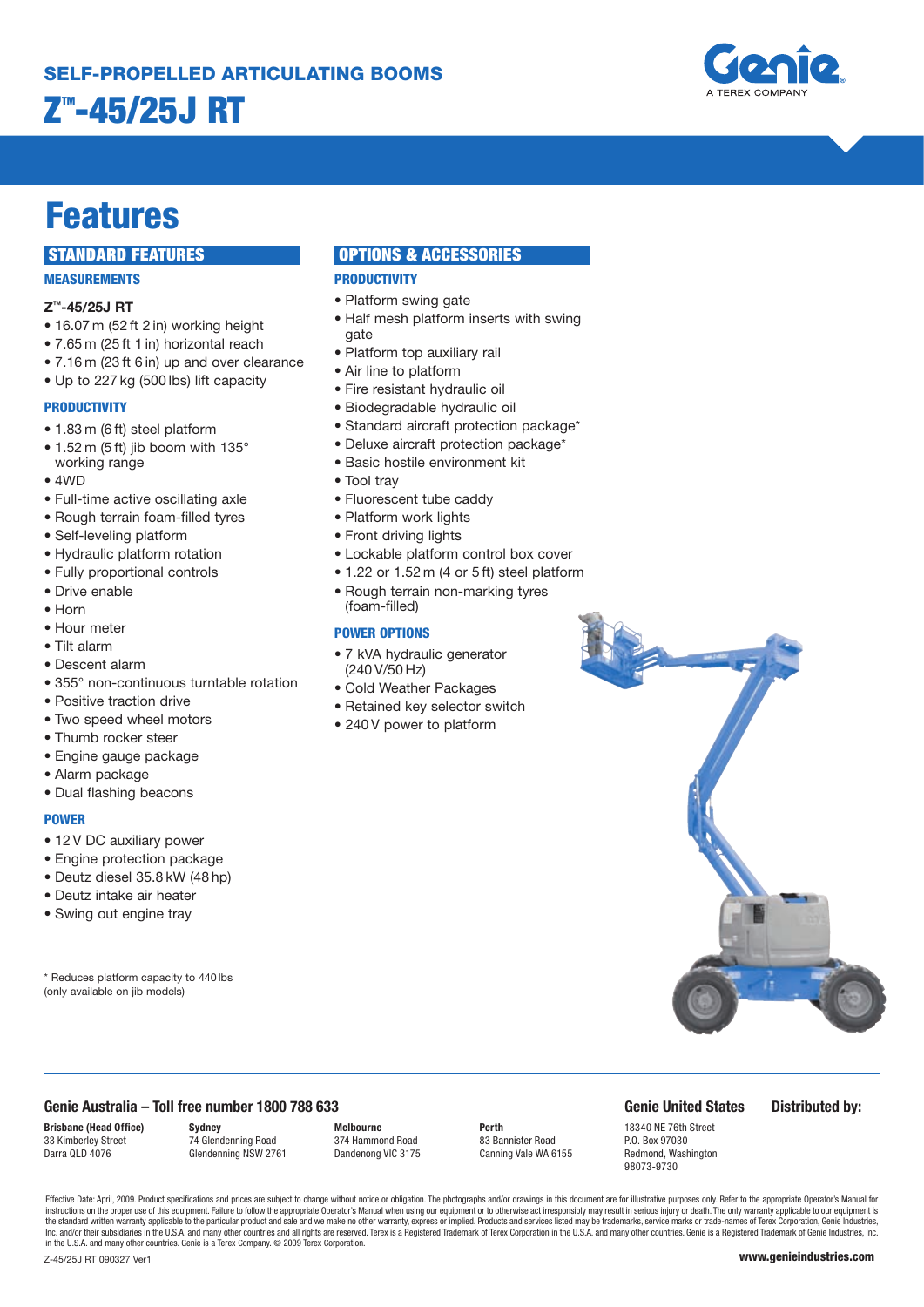## SELF-PROPELLED ARTICULATING BOOMS

# Z™-45/25J RT

# Features

## STANDARD FEATURES

### MEASUREMENTS

**Z™-45/25J RT**

- 16.07 m (52 ft 2 in) working height
- 7.65 m (25 ft 1 in) horizontal reach
- 7.16 m (23 ft 6 in) up and over clearance
- Up to 227 kg (500 lbs) lift capacity

### PRODUCTIVITY

- 1.83 m (6 ft) steel platform
- 1.52 m (5 ft) jib boom with 135° working range
- 4WD
- Full-time active oscillating axle
- Rough terrain foam-filled tyres
- Self-leveling platform
- Hydraulic platform rotation
- Fully proportional controls
- Drive enable
- Horn
- Hour meter
- Tilt alarm
- Descent alarm
- 355° non-continuous turntable rotation
- Positive traction drive
- Two speed wheel motors
- Thumb rocker steer
- Engine gauge package
- Alarm package
- Dual flashing beacons

### POWER

- 12 V DC auxiliary power
- Engine protection package
- Deutz diesel 35.8 kW (48 hp)
- Deutz intake air heater
- Swing out engine tray

\* Reduces platform capacity to 440 lbs (only available on jib models)

## OPTIONS & ACCESSORIES

### PRODUCTIVITY

- Platform swing gate
- Half mesh platform inserts with swing gate
- Platform top auxiliary rail
- Air line to platform
- Fire resistant hydraulic oil
- Biodegradable hydraulic oil
- Standard aircraft protection package*
- Deluxe aircraft protection package*
- Basic hostile environment kit
- Tool tray
- Fluorescent tube caddy
- Platform work lights
- Front driving lights
- Lockable platform control box cover
- 1.22 or 1.52 m (4 or 5 ft) steel platform
- Rough terrain non-marking tyres (foam-filled)

### POWER OPTIONS

- 7 kVA hydraulic generator (240 V/50 Hz)
- Cold Weather Packages
- Retained key selector switch
- 240 V power to platform

---

**Genie Australia – Toll free number 1800 788 633**

**Brisbane (Head Office)**
33 Kimberley Street
Darra QLD 4076

**Sydney**
74 Glendenning Road
Glendenning NSW 2761

**Melbourne**
374 Hammond Road
Dandenong VIC 3175

**Perth**
83 Bannister Road
Canning Vale WA 6155

**Genie United States**
18340 NE 76th Street
P.O. Box 97030
Redmond, Washington
98073-9730

**Distributed by:**

Effective Date: April, 2009. Product specifications and prices are subject to change without notice or obligation. The photographs and/or drawings in this document are for illustrative purposes only. Refer to the appropriate Operator's Manual for instructions on the proper use of this equipment. Failure to follow the appropriate Operator's Manual when using our equipment or to otherwise act irresponsibly may result in serious injury or death. The only warranty applicable to our equipment is the standard written warranty applicable to the particular product and sale and we make no other warranty, express or implied. Products and services listed may be trademarks, service marks or trade-names of Terex Corporation, Genie Industries, Inc. and/or their subsidiaries in the U.S.A. and many other countries and all rights are reserved. Terex is a Registered Trademark of Terex Corporation in the U.S.A. and many other countries. Genie is a Registered Trademark of Genie Industries, Inc. in the U.S.A. and many other countries. Genie is a Terex Company. © 2009 Terex Corporation.

Z-45/25J RT 090327 Ver1

**www.genieindustries.com**